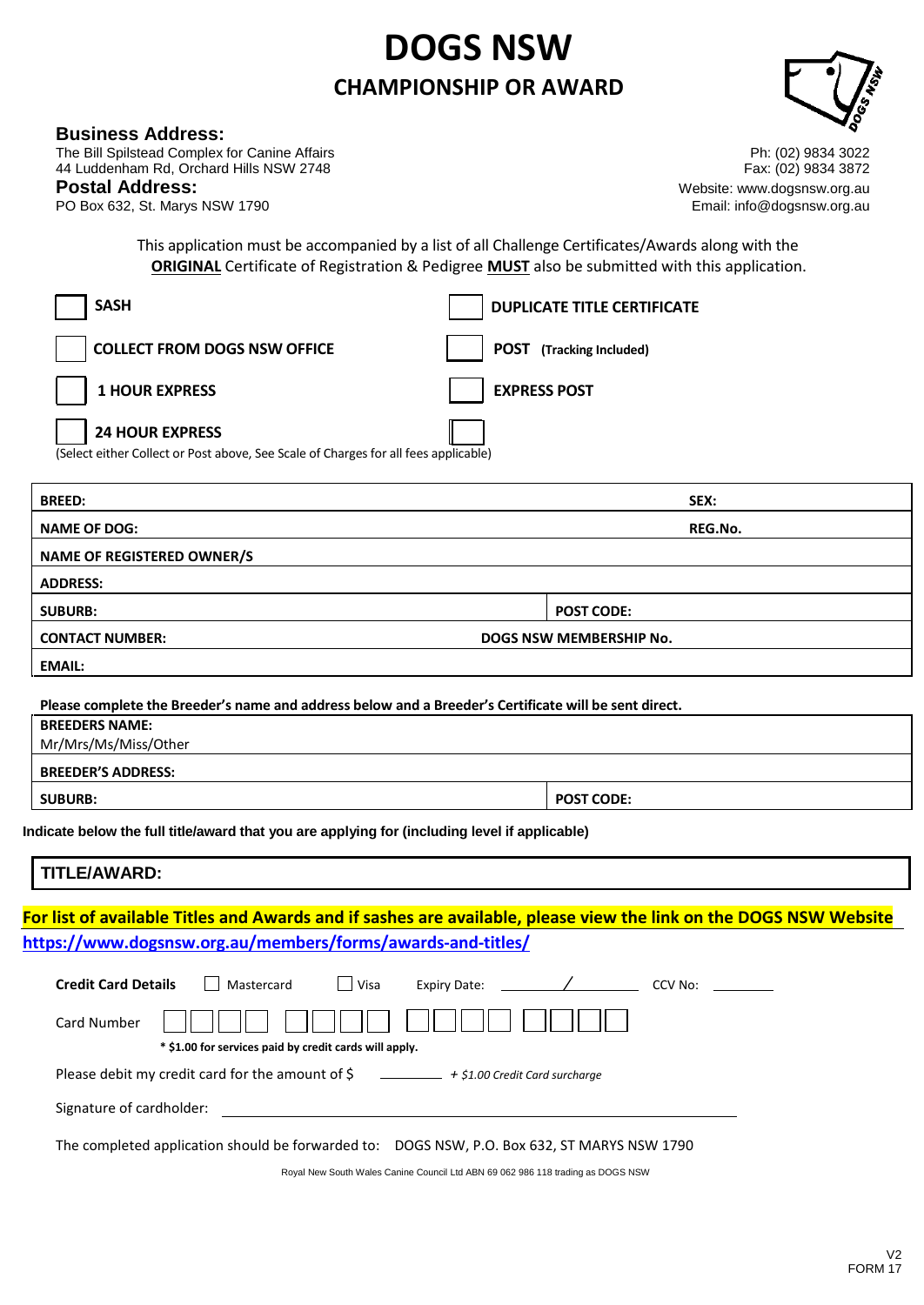# DOGS NSW

## CHAMPIONSHIP OR AWARD

**Business Address:**
The Bill Spilstead Complex for Canine Affairs
44 Luddenham Rd, Orchard Hills NSW 2748

**Postal Address:**
PO Box 632, St. Marys NSW 1790

Ph: (02) 9834 3022
Fax: (02) 9834 3872
Website: www.dogsnsw.org.au
Email: info@dogsnsw.org.au

This application must be accompanied by a list of all Challenge Certificates/Awards along with the **ORIGINAL** Certificate of Registration & Pedigree **MUST** also be submitted with this application.

| | |
|---|---|
| ☐ **SASH** | ☐ **DUPLICATE TITLE CERTIFICATE** |
| ☐ **COLLECT FROM DOGS NSW OFFICE** | ☐ **POST (Tracking Included)** |
| ☐ **1 HOUR EXPRESS** | ☐ **EXPRESS POST** |
| ☐ **24 HOUR EXPRESS** | ☐ |

(Select either Collect or Post above, See Scale of Charges for all fees applicable)

| | |
|---|---|
| **BREED:** | **SEX:** |
| **NAME OF DOG:** | **REG.No.** |
| **NAME OF REGISTERED OWNER/S** | |
| **ADDRESS:** | |
| **SUBURB:** | **POST CODE:** |
| **CONTACT NUMBER:** | **DOGS NSW MEMBERSHIP No.** |
| **EMAIL:** | |

**Please complete the Breeder's name and address below and a Breeder's Certificate will be sent direct.**

| | |
|---|---|
| **BREEDERS NAME:** Mr/Mrs/Ms/Miss/Other | |
| **BREEDER'S ADDRESS:** | |
| **SUBURB:** | **POST CODE:** |

**Indicate below the full title/award that you are applying for (including level if applicable)**

**TITLE/AWARD:**

**For list of available Titles and Awards and if sashes are available, please view the link on the DOGS NSW Website**
**https://www.dogsnsw.org.au/members/forms/awards-and-titles/**

**Credit Card Details** ☐ Mastercard ☐ Visa Expiry Date: ______ / ______ CCV No: ________

Card Number ☐☐☐☐ ☐☐☐☐ ☐☐☐☐ ☐☐☐☐

**\* $1.00 for services paid by credit cards will apply.**

Please debit my credit card for the amount of $ ________ *+ $1.00 Credit Card surcharge*

Signature of cardholder: ______________________________

The completed application should be forwarded to: DOGS NSW, P.O. Box 632, ST MARYS NSW 1790

Royal New South Wales Canine Council Ltd ABN 69 062 986 118 trading as DOGS NSW

V2
FORM 17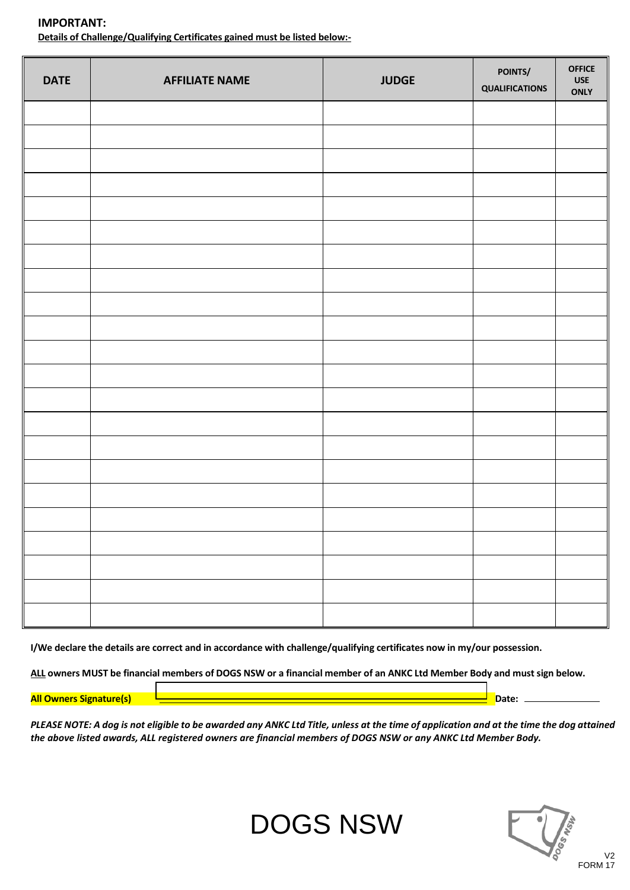**IMPORTANT:**

**Details of Challenge/Qualifying Certificates gained must be listed below:-**

| DATE | AFFILIATE NAME | JUDGE | POINTS/ QUALIFICATIONS | OFFICE USE ONLY |
|---|---|---|---|---|
| | | | | |
| | | | | |
| | | | | |
| | | | | |
| | | | | |
| | | | | |
| | | | | |
| | | | | |
| | | | | |
| | | | | |
| | | | | |
| | | | | |
| | | | | |
| | | | | |
| | | | | |
| | | | | |
| | | | | |
| | | | | |
| | | | | |
| | | | | |
| | | | | |
| | | | | |

**I/We declare the details are correct and in accordance with challenge/qualifying certificates now in my/our possession.**

**ALL owners MUST be financial members of DOGS NSW or a financial member of an ANKC Ltd Member Body and must sign below.**

**All Owners Signature(s)** ______________________________ **Date:** ____________

***PLEASE NOTE: A dog is not eligible to be awarded any ANKC Ltd Title, unless at the time of application and at the time the dog attained the above listed awards, ALL registered owners are financial members of DOGS NSW or any ANKC Ltd Member Body.***

DOGS NSW

V2
FORM 17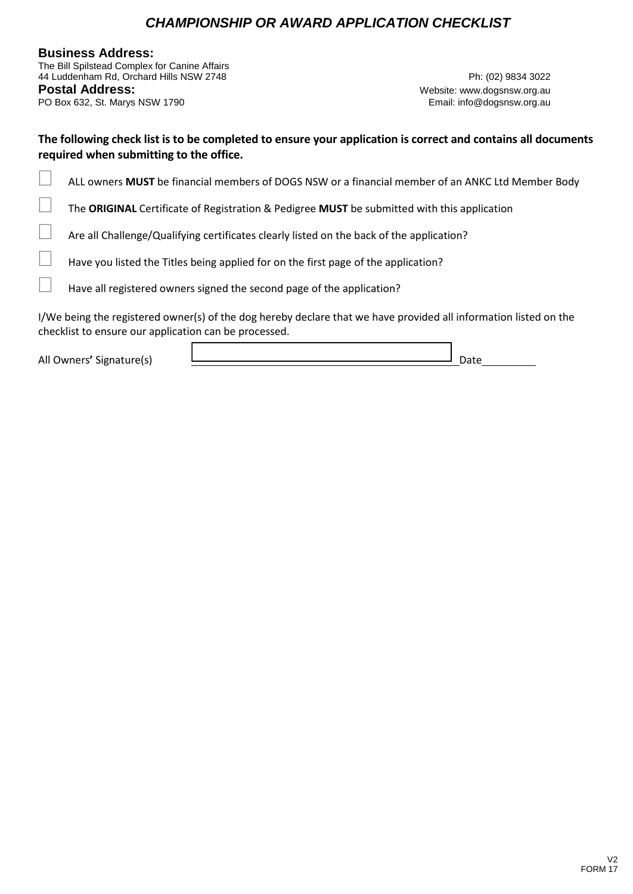# *CHAMPIONSHIP OR AWARD APPLICATION CHECKLIST*

**Business Address:**
The Bill Spilstead Complex for Canine Affairs
44 Luddenham Rd, Orchard Hills NSW 2748
**Postal Address:**
PO Box 632, St. Marys NSW 1790

Ph: (02) 9834 3022
Website: www.dogsnsw.org.au
Email: info@dogsnsw.org.au

**The following check list is to be completed to ensure your application is correct and contains all documents required when submitting to the office.**

- ☐ ALL owners **MUST** be financial members of DOGS NSW or a financial member of an ANKC Ltd Member Body
- ☐ The **ORIGINAL** Certificate of Registration & Pedigree **MUST** be submitted with this application
- ☐ Are all Challenge/Qualifying certificates clearly listed on the back of the application?
- ☐ Have you listed the Titles being applied for on the first page of the application?
- ☐ Have all registered owners signed the second page of the application?

I/We being the registered owner(s) of the dog hereby declare that we have provided all information listed on the checklist to ensure our application can be processed.

All Owners' Signature(s) ______________________________ Date__________

V2
FORM 17